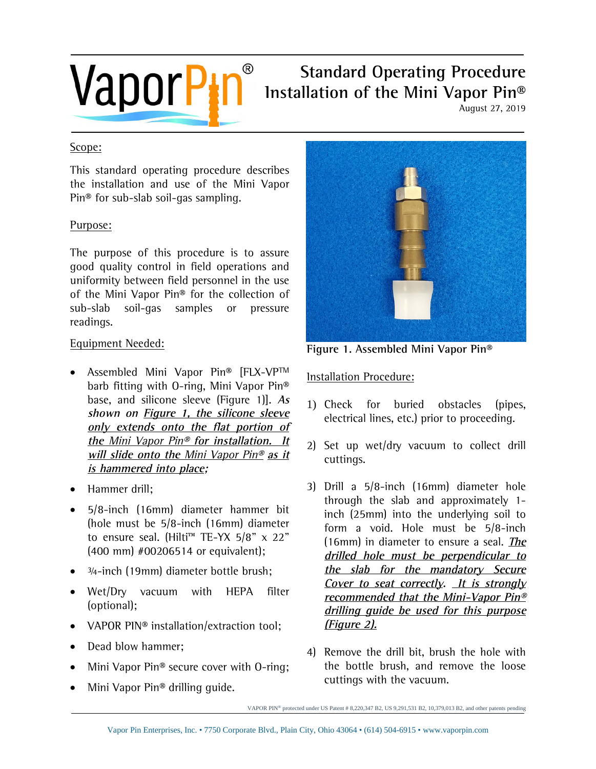# Standard Operating Procedure
# Installation of the Mini Vapor Pin®

August 27, 2019

## Scope:

This standard operating procedure describes the installation and use of the Mini Vapor Pin® for sub-slab soil-gas sampling.

## Purpose:

The purpose of this procedure is to assure good quality control in field operations and uniformity between field personnel in the use of the Mini Vapor Pin® for the collection of sub-slab soil-gas samples or pressure readings.

## Equipment Needed:

- Assembled Mini Vapor Pin® [FLX-VP™ barb fitting with O-ring, Mini Vapor Pin® base, and silicone sleeve (Figure 1)]. ***As shown on Figure 1, the silicone sleeve only extends onto the flat portion of the Mini Vapor Pin® for installation. It will slide onto the Mini Vapor Pin® as it is hammered into place;***
- Hammer drill;
- 5/8-inch (16mm) diameter hammer bit (hole must be 5/8-inch (16mm) diameter to ensure seal. (Hilti™ TE-YX 5/8" x 22" (400 mm) #00206514 or equivalent);
- ¾-inch (19mm) diameter bottle brush;
- Wet/Dry vacuum with HEPA filter (optional);
- VAPOR PIN® installation/extraction tool;
- Dead blow hammer;
- Mini Vapor Pin® secure cover with O-ring;
- Mini Vapor Pin® drilling guide.

**Figure 1. Assembled Mini Vapor Pin®**

## Installation Procedure:

1) Check for buried obstacles (pipes, electrical lines, etc.) prior to proceeding.
2) Set up wet/dry vacuum to collect drill cuttings.
3) Drill a 5/8-inch (16mm) diameter hole through the slab and approximately 1-inch (25mm) into the underlying soil to form a void. Hole must be 5/8-inch (16mm) in diameter to ensure a seal. ***The drilled hole must be perpendicular to the slab for the mandatory Secure Cover to seat correctly. It is strongly recommended that the Mini-Vapor Pin® drilling guide be used for this purpose (Figure 2).***
4) Remove the drill bit, brush the hole with the bottle brush, and remove the loose cuttings with the vacuum.

VAPOR PIN® protected under US Patent # 8,220,347 B2, US 9,291,531 B2, 10,379,013 B2, and other patents pending

Vapor Pin Enterprises, Inc. • 7750 Corporate Blvd., Plain City, Ohio 43064 • (614) 504-6915 • www.vaporpin.com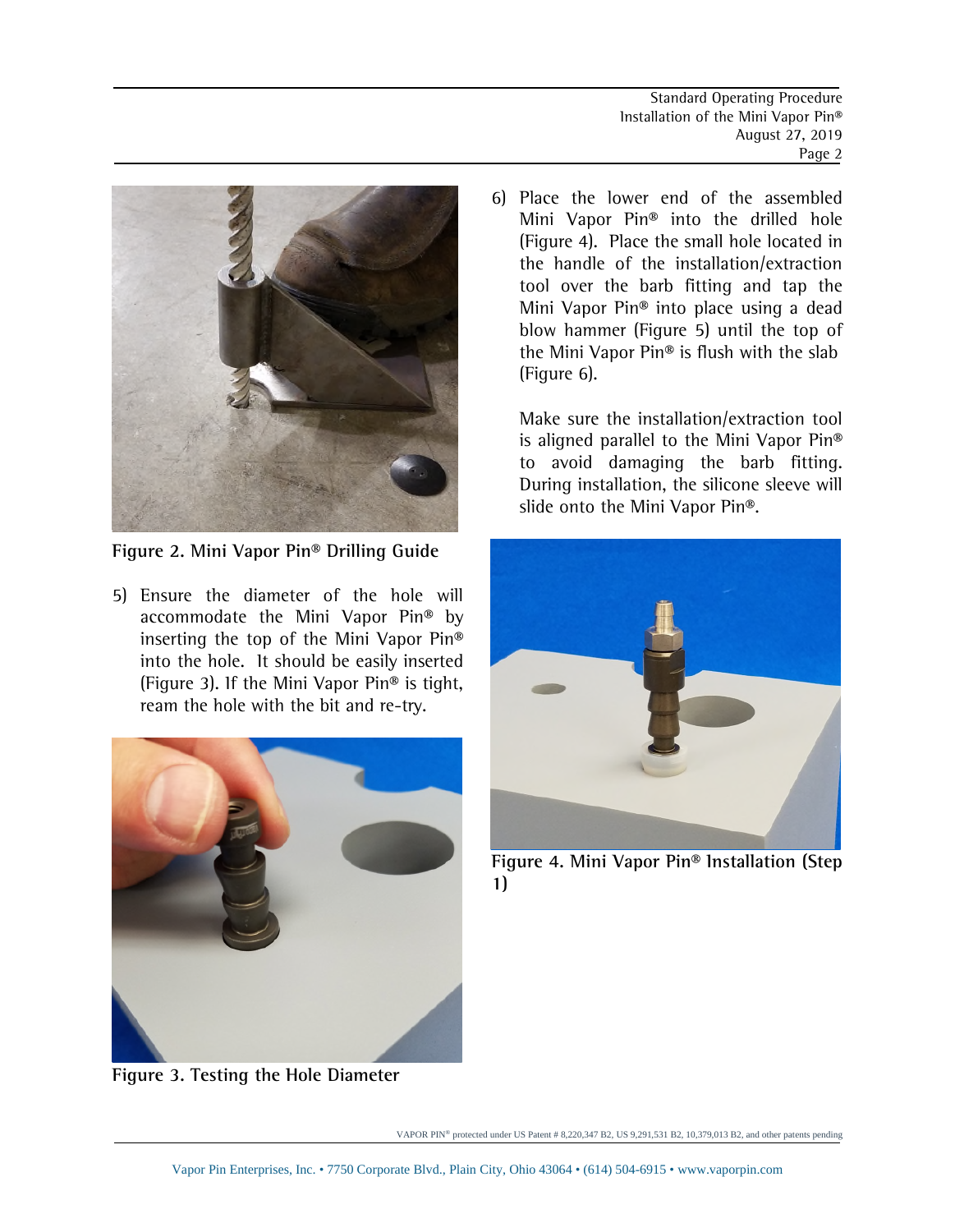Figure 2. Mini Vapor Pin® Drilling Guide

5) Ensure the diameter of the hole will accommodate the Mini Vapor Pin® by inserting the top of the Mini Vapor Pin® into the hole. It should be easily inserted (Figure 3). If the Mini Vapor Pin® is tight, ream the hole with the bit and re-try.

Figure 3. Testing the Hole Diameter

6) Place the lower end of the assembled Mini Vapor Pin® into the drilled hole (Figure 4). Place the small hole located in the handle of the installation/extraction tool over the barb fitting and tap the Mini Vapor Pin® into place using a dead blow hammer (Figure 5) until the top of the Mini Vapor Pin® is flush with the slab (Figure 6).

   Make sure the installation/extraction tool is aligned parallel to the Mini Vapor Pin® to avoid damaging the barb fitting. During installation, the silicone sleeve will slide onto the Mini Vapor Pin®.

Figure 4. Mini Vapor Pin® Installation (Step 1)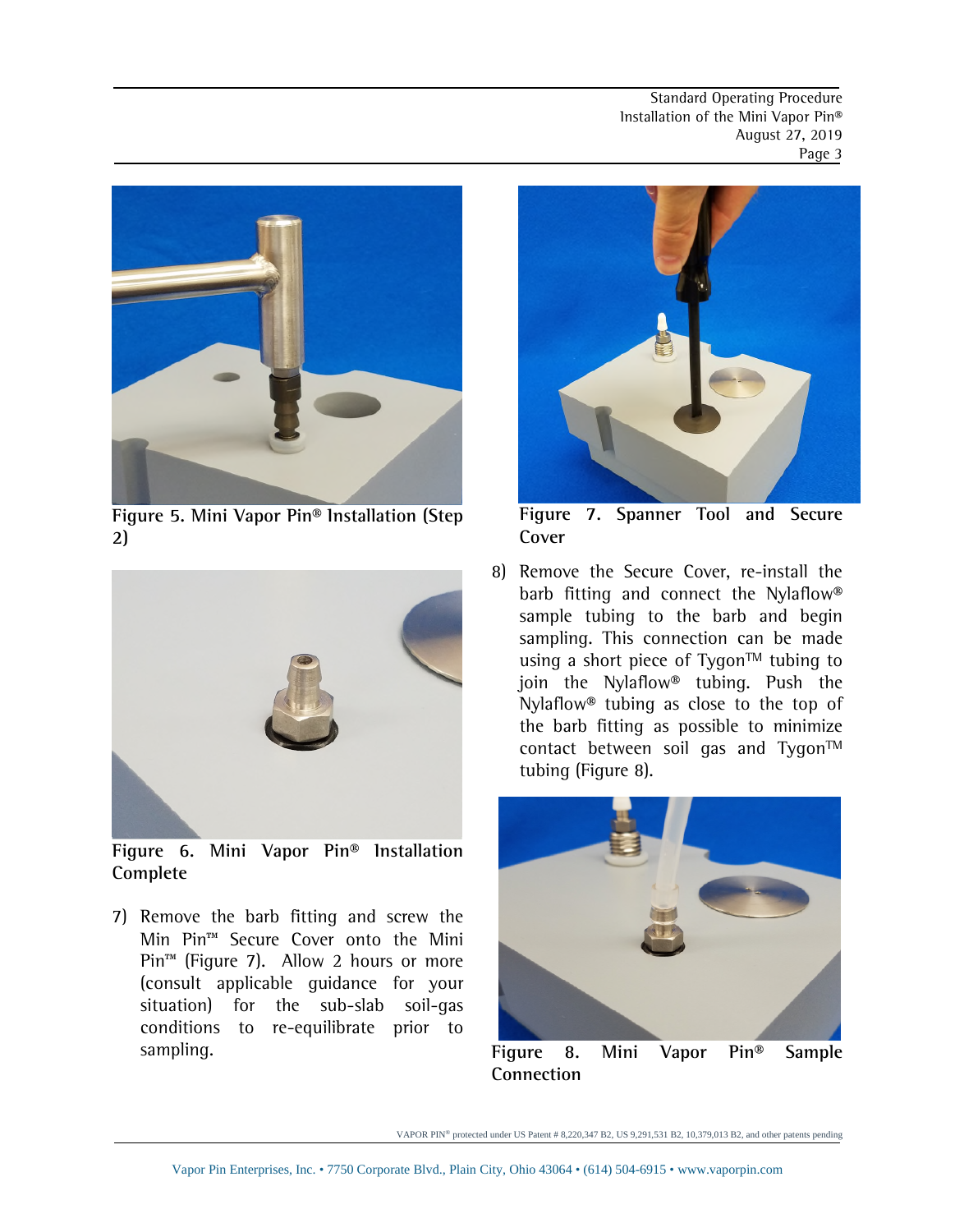Figure 5. Mini Vapor Pin® Installation (Step 2)

Figure 6. Mini Vapor Pin® Installation Complete

7) Remove the barb fitting and screw the Min Pin™ Secure Cover onto the Mini Pin™ (Figure 7). Allow 2 hours or more (consult applicable guidance for your situation) for the sub-slab soil-gas conditions to re-equilibrate prior to sampling.

Figure 7. Spanner Tool and Secure Cover

8) Remove the Secure Cover, re-install the barb fitting and connect the Nylaflow® sample tubing to the barb and begin sampling. This connection can be made using a short piece of Tygon™ tubing to join the Nylaflow® tubing. Push the Nylaflow® tubing as close to the top of the barb fitting as possible to minimize contact between soil gas and Tygon™ tubing (Figure 8).

Figure 8. Mini Vapor Pin® Sample Connection

VAPOR PIN® protected under US Patent # 8,220,347 B2, US 9,291,531 B2, 10,379,013 B2, and other patents pending

Vapor Pin Enterprises, Inc. • 7750 Corporate Blvd., Plain City, Ohio 43064 • (614) 504-6915 • www.vaporpin.com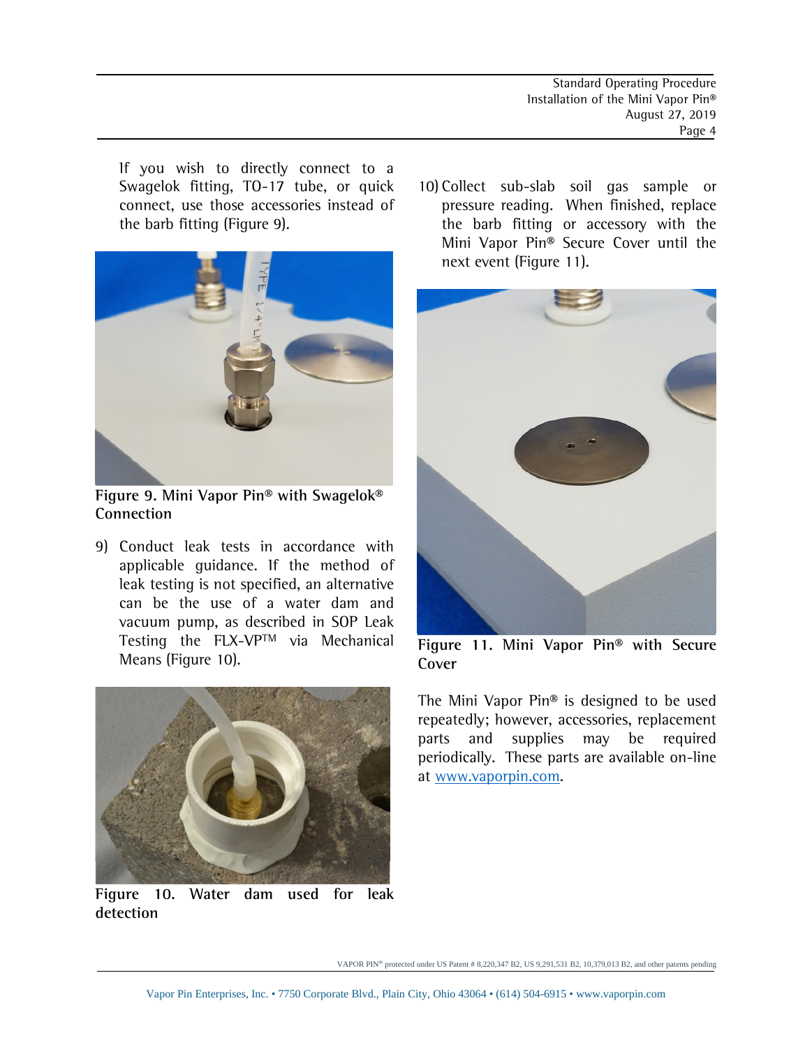If you wish to directly connect to a Swagelok fitting, TO-17 tube, or quick connect, use those accessories instead of the barb fitting (Figure 9).

**Figure 9. Mini Vapor Pin® with Swagelok® Connection**

9) Conduct leak tests in accordance with applicable guidance. If the method of leak testing is not specified, an alternative can be the use of a water dam and vacuum pump, as described in SOP Leak Testing the FLX-VP™ via Mechanical Means (Figure 10).

**Figure 10. Water dam used for leak detection**

10) Collect sub-slab soil gas sample or pressure reading. When finished, replace the barb fitting or accessory with the Mini Vapor Pin® Secure Cover until the next event (Figure 11).

**Figure 11. Mini Vapor Pin® with Secure Cover**

The Mini Vapor Pin® is designed to be used repeatedly; however, accessories, replacement parts and supplies may be required periodically. These parts are available on-line at www.vaporpin.com.